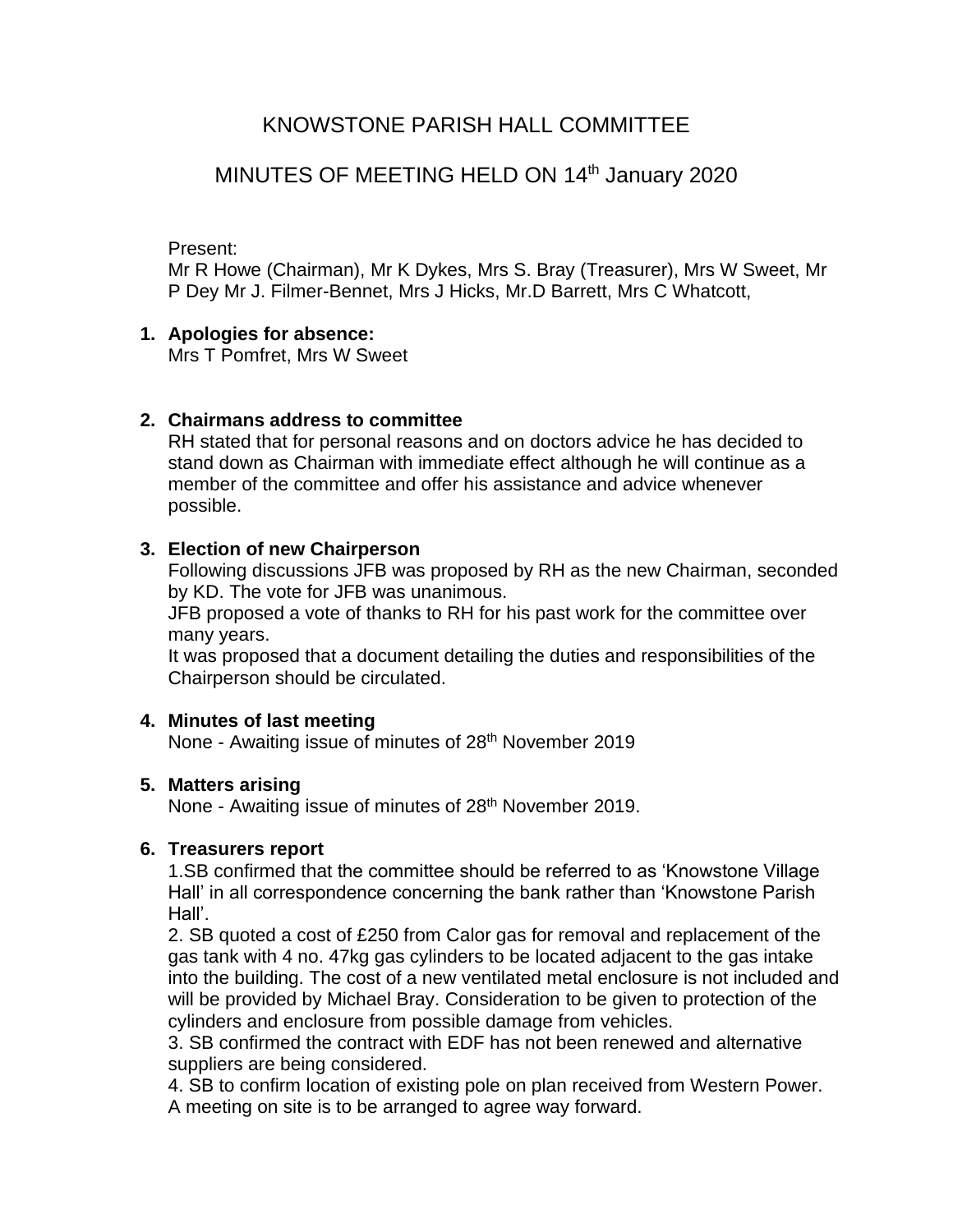# KNOWSTONE PARISH HALL COMMITTEE

## MINUTES OF MEETING HELD ON 14th January 2020

Present:
Mr R Howe (Chairman), Mr K Dykes, Mrs S. Bray (Treasurer), Mrs W Sweet, Mr P Dey Mr J. Filmer-Bennet, Mrs J Hicks, Mr.D Barrett, Mrs C Whatcott,

1. **Apologies for absence:**
   Mrs T Pomfret, Mrs W Sweet

2. **Chairmans address to committee**
   RH stated that for personal reasons and on doctors advice he has decided to stand down as Chairman with immediate effect although he will continue as a member of the committee and offer his assistance and advice whenever possible.

3. **Election of new Chairperson**
   Following discussions JFB was proposed by RH as the new Chairman, seconded by KD. The vote for JFB was unanimous.
   JFB proposed a vote of thanks to RH for his past work for the committee over many years.
   It was proposed that a document detailing the duties and responsibilities of the Chairperson should be circulated.

4. **Minutes of last meeting**
   None - Awaiting issue of minutes of 28th November 2019

5. **Matters arising**
   None - Awaiting issue of minutes of 28th November 2019.

6. **Treasurers report**
   1.SB confirmed that the committee should be referred to as 'Knowstone Village Hall' in all correspondence concerning the bank rather than 'Knowstone Parish Hall'.
   2. SB quoted a cost of £250 from Calor gas for removal and replacement of the gas tank with 4 no. 47kg gas cylinders to be located adjacent to the gas intake into the building. The cost of a new ventilated metal enclosure is not included and will be provided by Michael Bray. Consideration to be given to protection of the cylinders and enclosure from possible damage from vehicles.
   3. SB confirmed the contract with EDF has not been renewed and alternative suppliers are being considered.
   4. SB to confirm location of existing pole on plan received from Western Power. A meeting on site is to be arranged to agree way forward.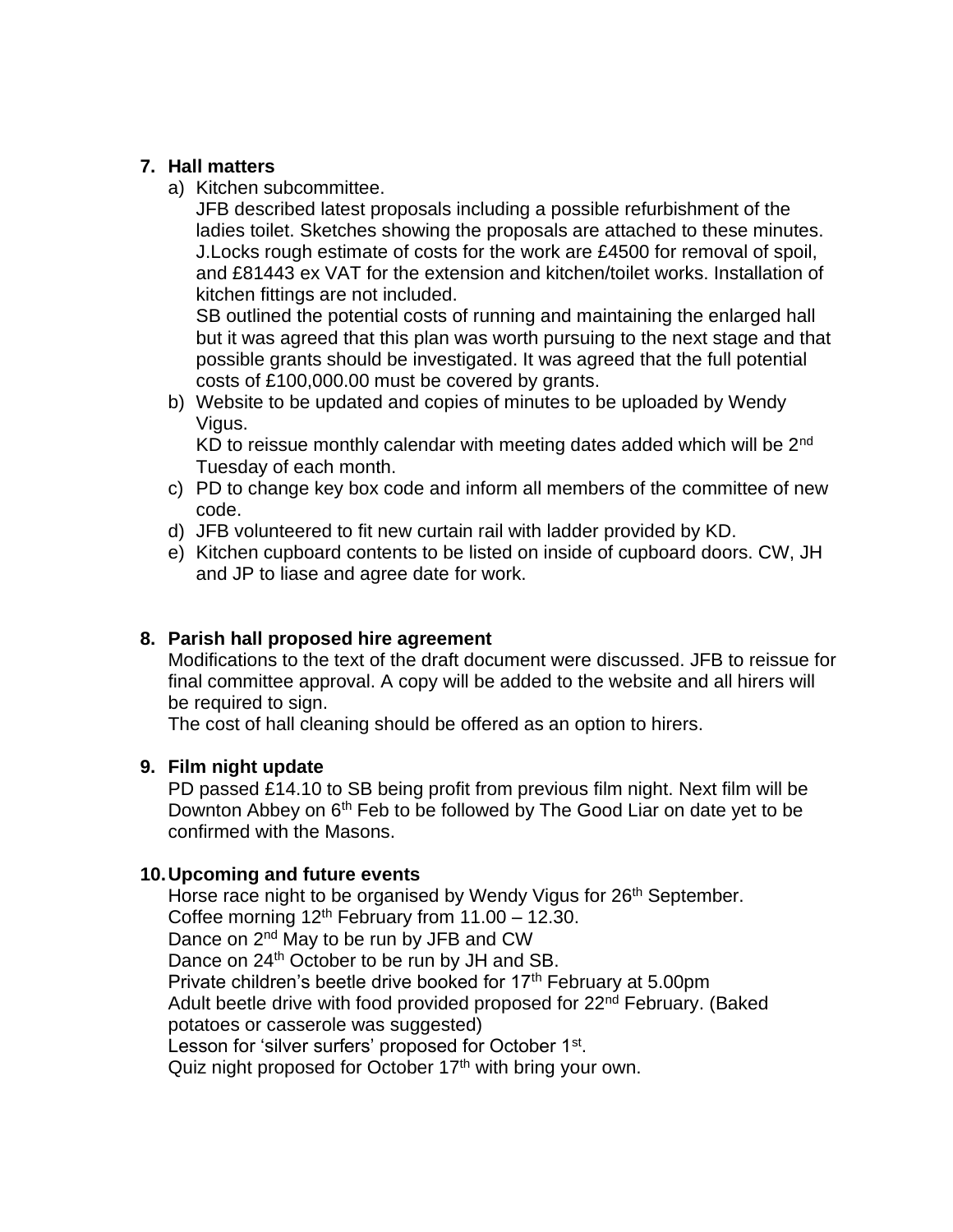7. **Hall matters**
   a) Kitchen subcommittee.
      JFB described latest proposals including a possible refurbishment of the ladies toilet. Sketches showing the proposals are attached to these minutes. J.Locks rough estimate of costs for the work are £4500 for removal of spoil, and £81443 ex VAT for the extension and kitchen/toilet works. Installation of kitchen fittings are not included.
      SB outlined the potential costs of running and maintaining the enlarged hall but it was agreed that this plan was worth pursuing to the next stage and that possible grants should be investigated. It was agreed that the full potential costs of £100,000.00 must be covered by grants.
   b) Website to be updated and copies of minutes to be uploaded by Wendy Vigus.
      KD to reissue monthly calendar with meeting dates added which will be 2nd Tuesday of each month.
   c) PD to change key box code and inform all members of the committee of new code.
   d) JFB volunteered to fit new curtain rail with ladder provided by KD.
   e) Kitchen cupboard contents to be listed on inside of cupboard doors. CW, JH and JP to liase and agree date for work.

8. **Parish hall proposed hire agreement**
   Modifications to the text of the draft document were discussed. JFB to reissue for final committee approval. A copy will be added to the website and all hirers will be required to sign.
   The cost of hall cleaning should be offered as an option to hirers.

9. **Film night update**
   PD passed £14.10 to SB being profit from previous film night. Next film will be Downton Abbey on 6th Feb to be followed by The Good Liar on date yet to be confirmed with the Masons.

10. **Upcoming and future events**
    Horse race night to be organised by Wendy Vigus for 26th September.
    Coffee morning 12th February from 11.00 – 12.30.
    Dance on 2nd May to be run by JFB and CW
    Dance on 24th October to be run by JH and SB.
    Private children's beetle drive booked for 17th February at 5.00pm
    Adult beetle drive with food provided proposed for 22nd February. (Baked potatoes or casserole was suggested)
    Lesson for 'silver surfers' proposed for October 1st.
    Quiz night proposed for October 17th with bring your own.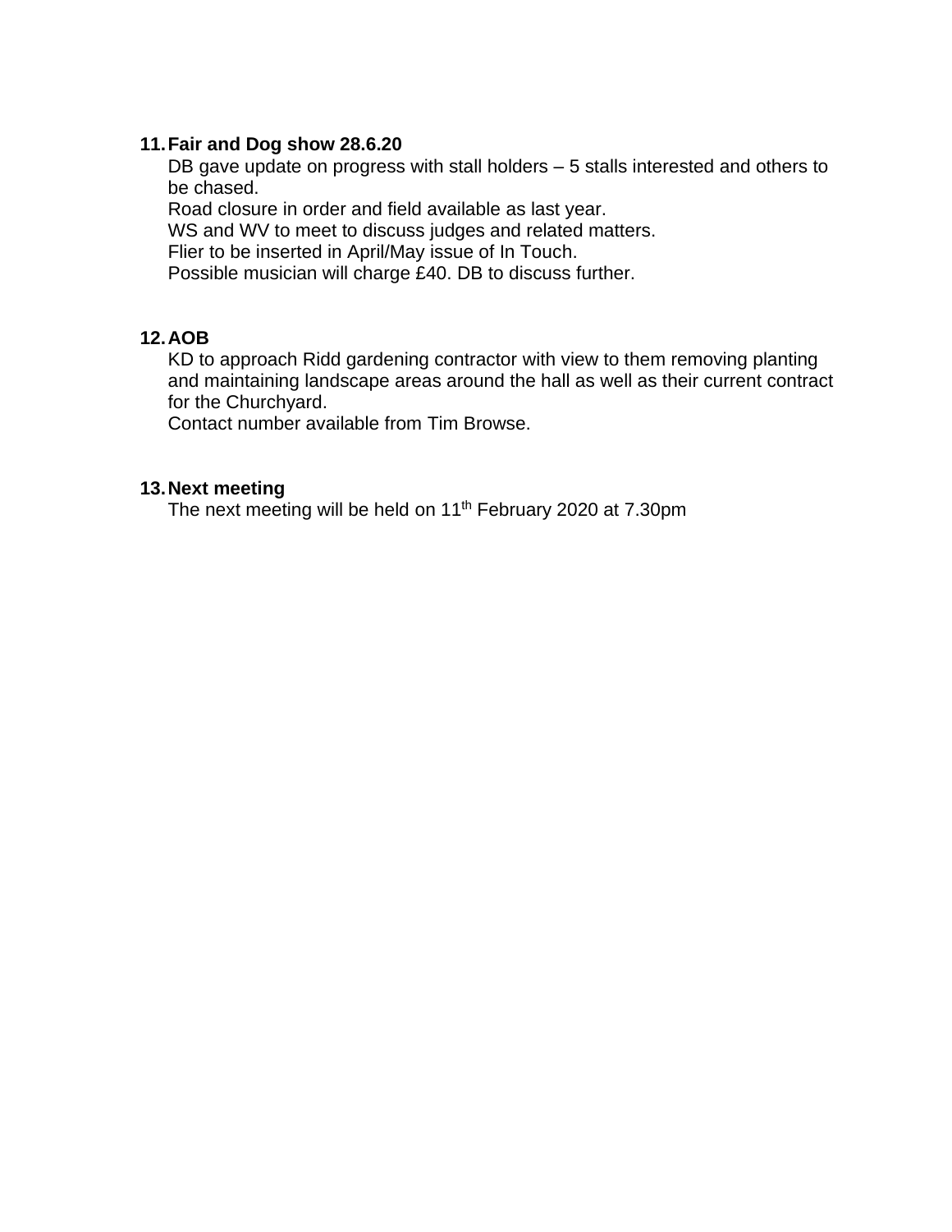11. **Fair and Dog show 28.6.20**
    DB gave update on progress with stall holders – 5 stalls interested and others to be chased.
    Road closure in order and field available as last year.
    WS and WV to meet to discuss judges and related matters.
    Flier to be inserted in April/May issue of In Touch.
    Possible musician will charge £40. DB to discuss further.

12. **AOB**
    KD to approach Ridd gardening contractor with view to them removing planting and maintaining landscape areas around the hall as well as their current contract for the Churchyard.
    Contact number available from Tim Browse.

13. **Next meeting**
    The next meeting will be held on 11th February 2020 at 7.30pm